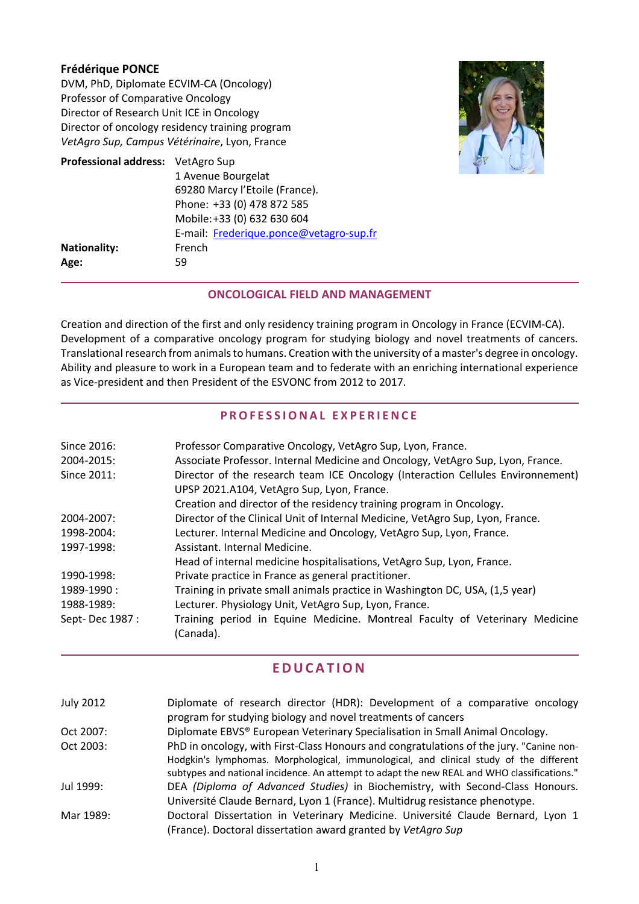**Frédérique PONCE**
DVM, PhD, Diplomate ECVIM-CA (Oncology)
Professor of Comparative Oncology
Director of Research Unit ICE in Oncology
Director of oncology residency training program
*VetAgro Sup, Campus Vétérinaire*, Lyon, France

| | |
|---|---|
| **Professional address:** | VetAgro Sup<br>1 Avenue Bourgelat<br>69280 Marcy l'Etoile (France).<br>Phone: +33 (0) 478 872 585<br>Mobile: +33 (0) 632 630 604<br>E-mail: [Frederique.ponce@vetagro-sup.fr](mailto:Frederique.ponce@vetagro-sup.fr) |
| **Nationality:** | French |
| **Age:** | 59 |

## ONCOLOGICAL FIELD AND MANAGEMENT

Creation and direction of the first and only residency training program in Oncology in France (ECVIM-CA). Development of a comparative oncology program for studying biology and novel treatments of cancers. Translational research from animals to humans. Creation with the university of a master's degree in oncology. Ability and pleasure to work in a European team and to federate with an enriching international experience as Vice-president and then President of the ESVONC from 2012 to 2017.

## PROFESSIONAL EXPERIENCE

| | |
|---|---|
| Since 2016: | Professor Comparative Oncology, VetAgro Sup, Lyon, France. |
| 2004-2015: | Associate Professor. Internal Medicine and Oncology, VetAgro Sup, Lyon, France. |
| Since 2011: | Director of the research team ICE Oncology (Interaction Cellules Environnement) UPSP 2021.A104, VetAgro Sup, Lyon, France.<br>Creation and director of the residency training program in Oncology. |
| 2004-2007: | Director of the Clinical Unit of Internal Medicine, VetAgro Sup, Lyon, France. |
| 1998-2004: | Lecturer. Internal Medicine and Oncology, VetAgro Sup, Lyon, France. |
| 1997-1998: | Assistant. Internal Medicine.<br>Head of internal medicine hospitalisations, VetAgro Sup, Lyon, France. |
| 1990-1998: | Private practice in France as general practitioner. |
| 1989-1990 : | Training in private small animals practice in Washington DC, USA, (1,5 year) |
| 1988-1989: | Lecturer. Physiology Unit, VetAgro Sup, Lyon, France. |
| Sept- Dec 1987 : | Training period in Equine Medicine. Montreal Faculty of Veterinary Medicine (Canada). |

## EDUCATION

| | |
|---|---|
| July 2012 | Diplomate of research director (HDR): Development of a comparative oncology program for studying biology and novel treatments of cancers |
| Oct 2007: | Diplomate EBVS® European Veterinary Specialisation in Small Animal Oncology. |
| Oct 2003: | PhD in oncology, with First-Class Honours and congratulations of the jury. "Canine non-Hodgkin's lymphomas. Morphological, immunological, and clinical study of the different subtypes and national incidence. An attempt to adapt the new REAL and WHO classifications." |
| Jul 1999: | DEA *(Diploma of Advanced Studies)* in Biochemistry, with Second-Class Honours. Université Claude Bernard, Lyon 1 (France). Multidrug resistance phenotype. |
| Mar 1989: | Doctoral Dissertation in Veterinary Medicine. Université Claude Bernard, Lyon 1 (France). Doctoral dissertation award granted by *VetAgro Sup* |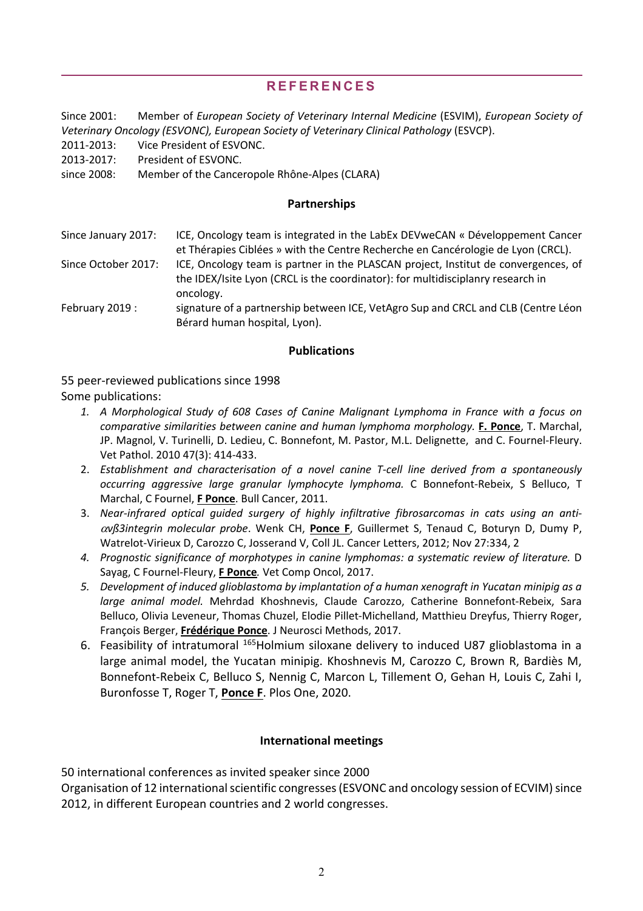## REFERENCES

Since 2001: Member of *European Society of Veterinary Internal Medicine* (ESVIM), *European Society of Veterinary Oncology (ESVONC), European Society of Veterinary Clinical Pathology* (ESVCP).

2011-2013: Vice President of ESVONC.

2013-2017: President of ESVONC.

since 2008: Member of the Canceropole Rhône-Alpes (CLARA)

### Partnerships

Since January 2017: ICE, Oncology team is integrated in the LabEx DEVweCAN « Développement Cancer et Thérapies Ciblées » with the Centre Recherche en Cancérologie de Lyon (CRCL).

Since October 2017: ICE, Oncology team is partner in the PLASCAN project, Institut de convergences, of the IDEX/Isite Lyon (CRCL is the coordinator): for multidisciplanry research in oncology.

February 2019 : signature of a partnership between ICE, VetAgro Sup and CRCL and CLB (Centre Léon Bérard human hospital, Lyon).

### Publications

55 peer-reviewed publications since 1998

Some publications:

1. *A Morphological Study of 608 Cases of Canine Malignant Lymphoma in France with a focus on comparative similarities between canine and human lymphoma morphology.* **F. Ponce**, T. Marchal, JP. Magnol, V. Turinelli, D. Ledieu, C. Bonnefont, M. Pastor, M.L. Delignette, and C. Fournel-Fleury. Vet Pathol. 2010 47(3): 414-433.
2. *Establishment and characterisation of a novel canine T-cell line derived from a spontaneously occurring aggressive large granular lymphocyte lymphoma.* C Bonnefont-Rebeix, S Belluco, T Marchal, C Fournel, **F Ponce**. Bull Cancer, 2011.
3. *Near-infrared optical guided surgery of highly infiltrative fibrosarcomas in cats using an anti-$\alpha v\beta 3$integrin molecular probe*. Wenk CH, **Ponce F**, Guillermet S, Tenaud C, Boturyn D, Dumy P, Watrelot-Virieux D, Carozzo C, Josserand V, Coll JL. Cancer Letters, 2012; Nov 27:334, 2
4. *Prognostic significance of morphotypes in canine lymphomas: a systematic review of literature.* D Sayag, C Fournel-Fleury, **F Ponce***.* Vet Comp Oncol, 2017.
5. *Development of induced glioblastoma by implantation of a human xenograft in Yucatan minipig as a large animal model.* Mehrdad Khoshnevis, Claude Carozzo, Catherine Bonnefont-Rebeix, Sara Belluco, Olivia Leveneur, Thomas Chuzel, Elodie Pillet-Michelland, Matthieu Dreyfus, Thierry Roger, François Berger, **Frédérique Ponce**. J Neurosci Methods, 2017.
6. Feasibility of intratumoral $^{165}$Holmium siloxane delivery to induced U87 glioblastoma in a large animal model, the Yucatan minipig. Khoshnevis M, Carozzo C, Brown R, Bardiès M, Bonnefont-Rebeix C, Belluco S, Nennig C, Marcon L, Tillement O, Gehan H, Louis C, Zahi I, Buronfosse T, Roger T, **Ponce F**. Plos One, 2020.

### International meetings

50 international conferences as invited speaker since 2000

Organisation of 12 international scientific congresses (ESVONC and oncology session of ECVIM) since 2012, in different European countries and 2 world congresses.